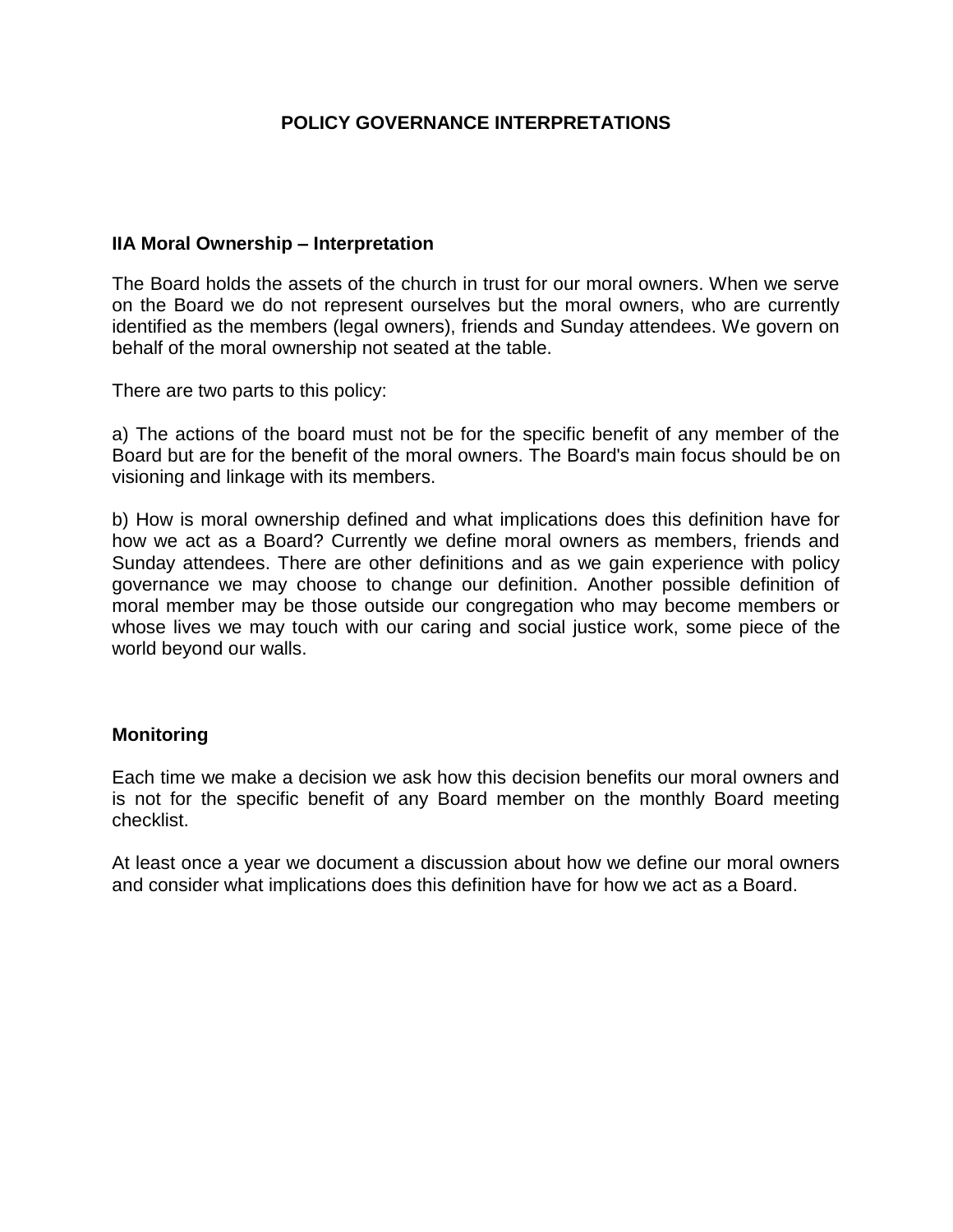# POLICY GOVERNANCE INTERPRETATIONS

## IIA Moral Ownership – Interpretation

The Board holds the assets of the church in trust for our moral owners. When we serve on the Board we do not represent ourselves but the moral owners, who are currently identified as the members (legal owners), friends and Sunday attendees. We govern on behalf of the moral ownership not seated at the table.

There are two parts to this policy:

a) The actions of the board must not be for the specific benefit of any member of the Board but are for the benefit of the moral owners. The Board's main focus should be on visioning and linkage with its members.

b) How is moral ownership defined and what implications does this definition have for how we act as a Board? Currently we define moral owners as members, friends and Sunday attendees. There are other definitions and as we gain experience with policy governance we may choose to change our definition. Another possible definition of moral member may be those outside our congregation who may become members or whose lives we may touch with our caring and social justice work, some piece of the world beyond our walls.

## Monitoring

Each time we make a decision we ask how this decision benefits our moral owners and is not for the specific benefit of any Board member on the monthly Board meeting checklist.

At least once a year we document a discussion about how we define our moral owners and consider what implications does this definition have for how we act as a Board.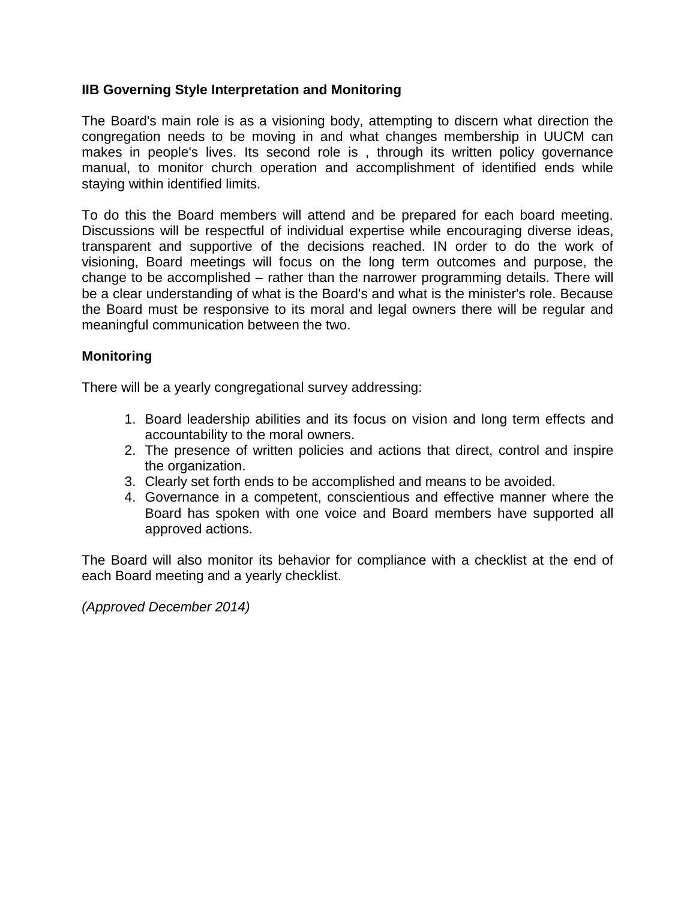**IIB Governing Style Interpretation and Monitoring**

The Board's main role is as a visioning body, attempting to discern what direction the congregation needs to be moving in and what changes membership in UUCM can makes in people's lives. Its second role is , through its written policy governance manual, to monitor church operation and accomplishment of identified ends while staying within identified limits.

To do this the Board members will attend and be prepared for each board meeting. Discussions will be respectful of individual expertise while encouraging diverse ideas, transparent and supportive of the decisions reached. IN order to do the work of visioning, Board meetings will focus on the long term outcomes and purpose, the change to be accomplished – rather than the narrower programming details. There will be a clear understanding of what is the Board's and what is the minister's role. Because the Board must be responsive to its moral and legal owners there will be regular and meaningful communication between the two.

**Monitoring**

There will be a yearly congregational survey addressing:

1. Board leadership abilities and its focus on vision and long term effects and accountability to the moral owners.
2. The presence of written policies and actions that direct, control and inspire the organization.
3. Clearly set forth ends to be accomplished and means to be avoided.
4. Governance in a competent, conscientious and effective manner where the Board has spoken with one voice and Board members have supported all approved actions.

The Board will also monitor its behavior for compliance with a checklist at the end of each Board meeting and a yearly checklist.

*(Approved December 2014)*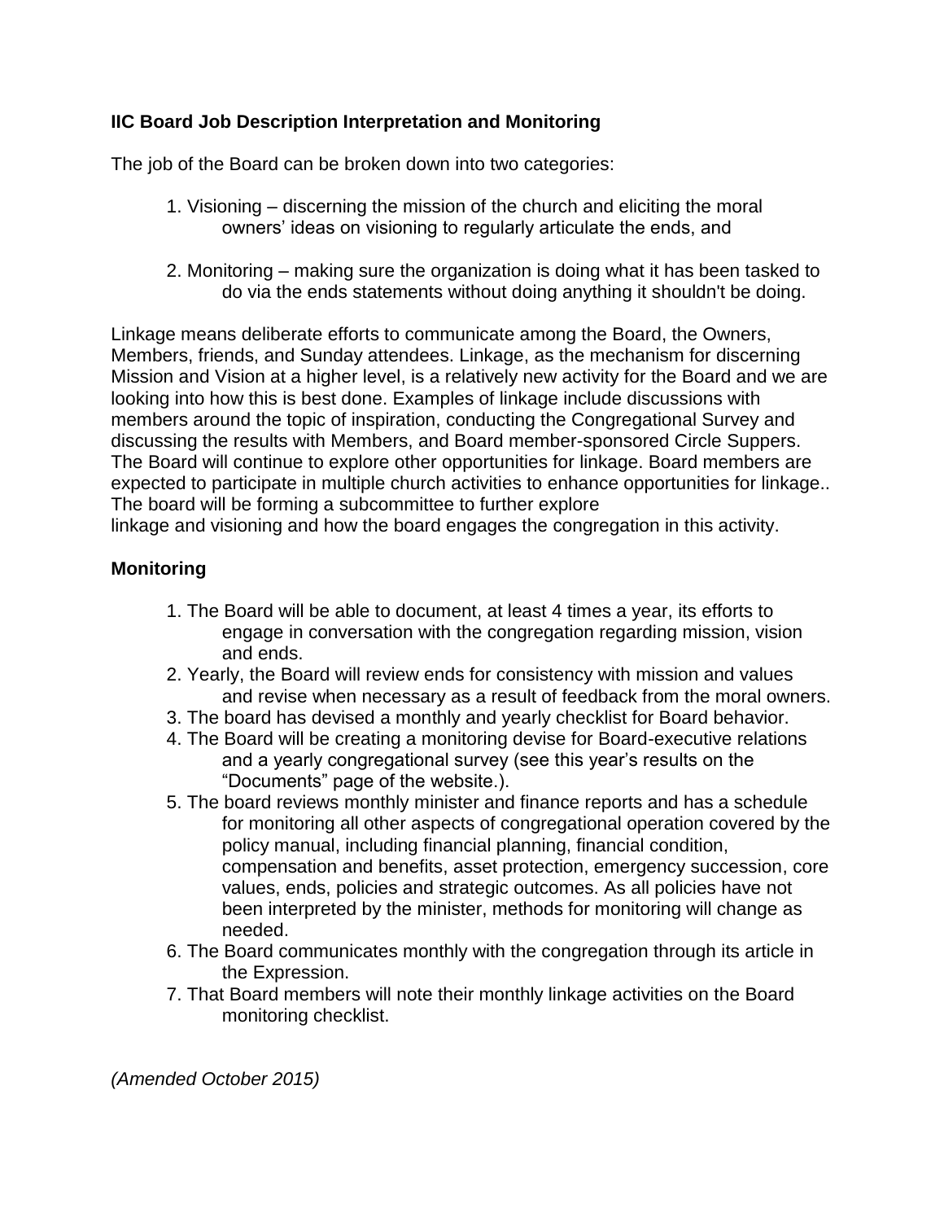**IIC Board Job Description Interpretation and Monitoring**

The job of the Board can be broken down into two categories:

1. Visioning – discerning the mission of the church and eliciting the moral owners' ideas on visioning to regularly articulate the ends, and

2. Monitoring – making sure the organization is doing what it has been tasked to do via the ends statements without doing anything it shouldn't be doing.

Linkage means deliberate efforts to communicate among the Board, the Owners, Members, friends, and Sunday attendees. Linkage, as the mechanism for discerning Mission and Vision at a higher level, is a relatively new activity for the Board and we are looking into how this is best done. Examples of linkage include discussions with members around the topic of inspiration, conducting the Congregational Survey and discussing the results with Members, and Board member-sponsored Circle Suppers. The Board will continue to explore other opportunities for linkage. Board members are expected to participate in multiple church activities to enhance opportunities for linkage.. The board will be forming a subcommittee to further explore linkage and visioning and how the board engages the congregation in this activity.

**Monitoring**

1. The Board will be able to document, at least 4 times a year, its efforts to engage in conversation with the congregation regarding mission, vision and ends.
2. Yearly, the Board will review ends for consistency with mission and values and revise when necessary as a result of feedback from the moral owners.
3. The board has devised a monthly and yearly checklist for Board behavior.
4. The Board will be creating a monitoring devise for Board-executive relations and a yearly congregational survey (see this year's results on the "Documents" page of the website.).
5. The board reviews monthly minister and finance reports and has a schedule for monitoring all other aspects of congregational operation covered by the policy manual, including financial planning, financial condition, compensation and benefits, asset protection, emergency succession, core values, ends, policies and strategic outcomes. As all policies have not been interpreted by the minister, methods for monitoring will change as needed.
6. The Board communicates monthly with the congregation through its article in the Expression.
7. That Board members will note their monthly linkage activities on the Board monitoring checklist.

*(Amended October 2015)*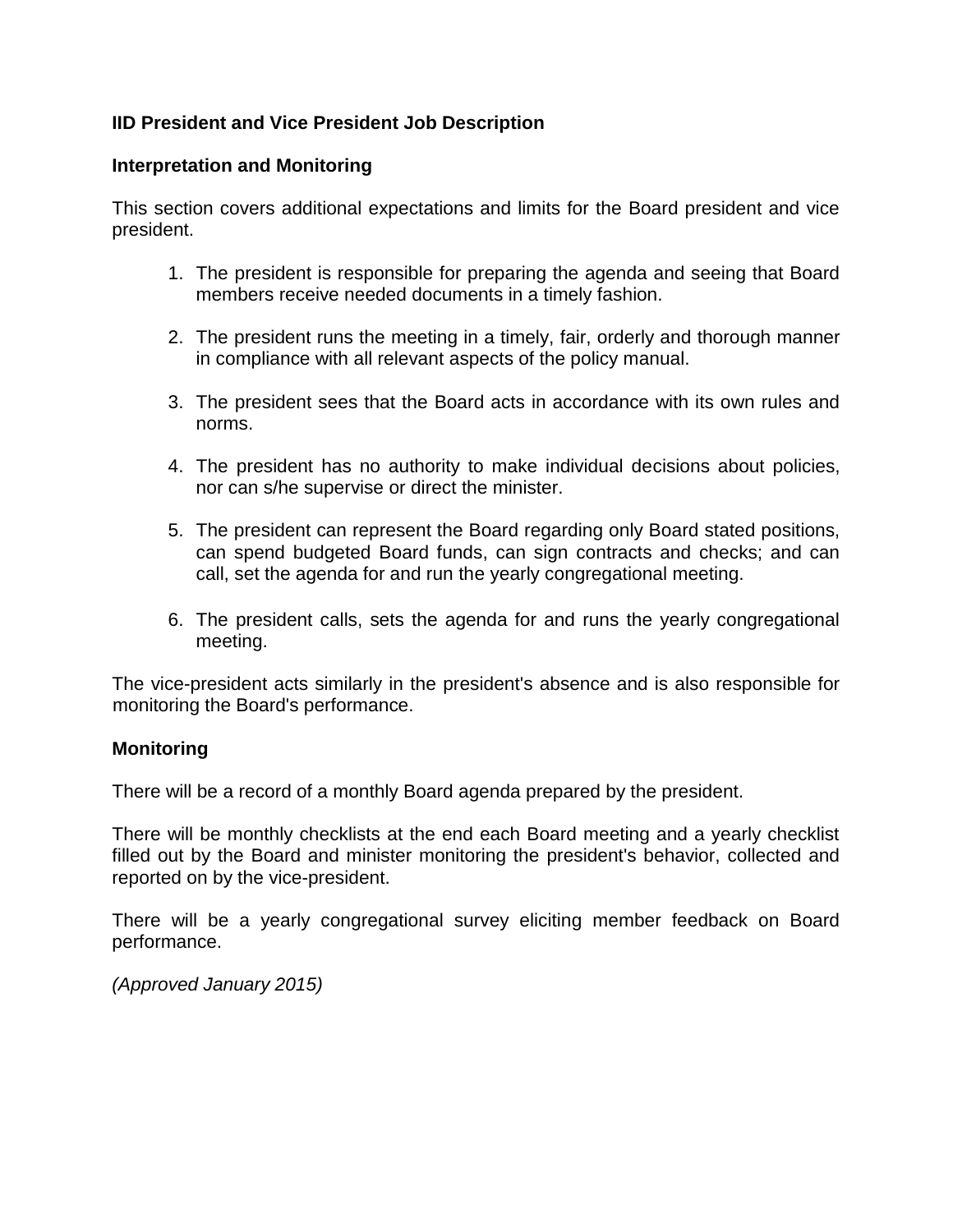**IID President and Vice President Job Description**

**Interpretation and Monitoring**

This section covers additional expectations and limits for the Board president and vice president.

1. The president is responsible for preparing the agenda and seeing that Board members receive needed documents in a timely fashion.

2. The president runs the meeting in a timely, fair, orderly and thorough manner in compliance with all relevant aspects of the policy manual.

3. The president sees that the Board acts in accordance with its own rules and norms.

4. The president has no authority to make individual decisions about policies, nor can s/he supervise or direct the minister.

5. The president can represent the Board regarding only Board stated positions, can spend budgeted Board funds, can sign contracts and checks; and can call, set the agenda for and run the yearly congregational meeting.

6. The president calls, sets the agenda for and runs the yearly congregational meeting.

The vice-president acts similarly in the president's absence and is also responsible for monitoring the Board's performance.

**Monitoring**

There will be a record of a monthly Board agenda prepared by the president.

There will be monthly checklists at the end each Board meeting and a yearly checklist filled out by the Board and minister monitoring the president's behavior, collected and reported on by the vice-president.

There will be a yearly congregational survey eliciting member feedback on Board performance.

*(Approved January 2015)*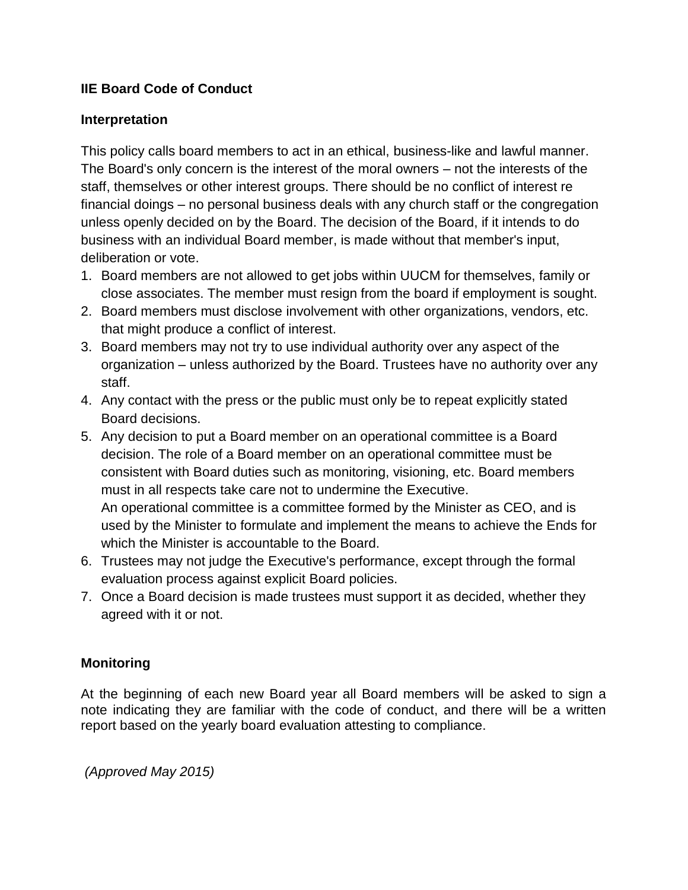**IIE Board Code of Conduct**

**Interpretation**

This policy calls board members to act in an ethical, business-like and lawful manner. The Board's only concern is the interest of the moral owners – not the interests of the staff, themselves or other interest groups. There should be no conflict of interest re financial doings – no personal business deals with any church staff or the congregation unless openly decided on by the Board. The decision of the Board, if it intends to do business with an individual Board member, is made without that member's input, deliberation or vote.

1. Board members are not allowed to get jobs within UUCM for themselves, family or close associates. The member must resign from the board if employment is sought.
2. Board members must disclose involvement with other organizations, vendors, etc. that might produce a conflict of interest.
3. Board members may not try to use individual authority over any aspect of the organization – unless authorized by the Board. Trustees have no authority over any staff.
4. Any contact with the press or the public must only be to repeat explicitly stated Board decisions.
5. Any decision to put a Board member on an operational committee is a Board decision. The role of a Board member on an operational committee must be consistent with Board duties such as monitoring, visioning, etc. Board members must in all respects take care not to undermine the Executive.
   An operational committee is a committee formed by the Minister as CEO, and is used by the Minister to formulate and implement the means to achieve the Ends for which the Minister is accountable to the Board.
6. Trustees may not judge the Executive's performance, except through the formal evaluation process against explicit Board policies.
7. Once a Board decision is made trustees must support it as decided, whether they agreed with it or not.

**Monitoring**

At the beginning of each new Board year all Board members will be asked to sign a note indicating they are familiar with the code of conduct, and there will be a written report based on the yearly board evaluation attesting to compliance.

*(Approved May 2015)*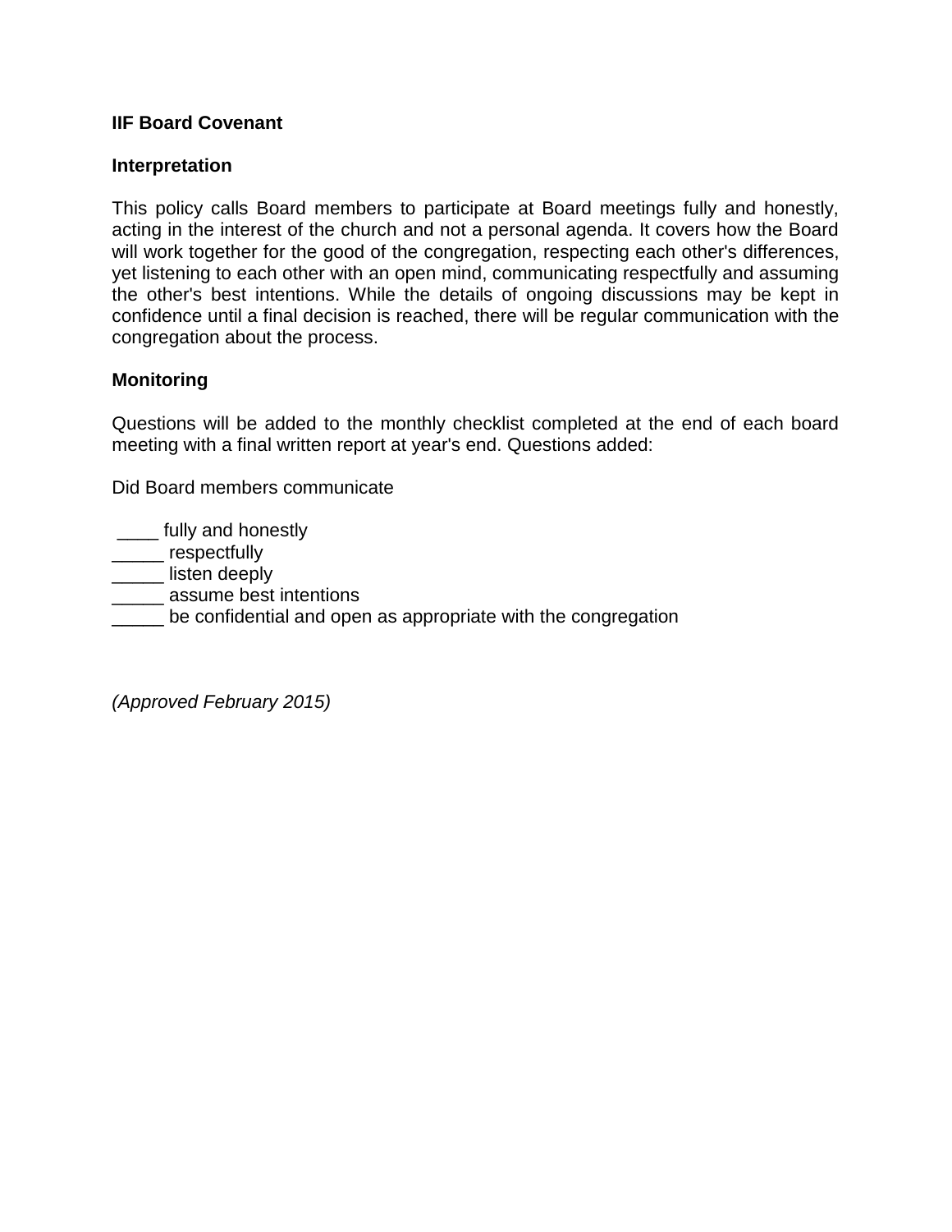**IIF Board Covenant**

**Interpretation**

This policy calls Board members to participate at Board meetings fully and honestly, acting in the interest of the church and not a personal agenda. It covers how the Board will work together for the good of the congregation, respecting each other's differences, yet listening to each other with an open mind, communicating respectfully and assuming the other's best intentions. While the details of ongoing discussions may be kept in confidence until a final decision is reached, there will be regular communication with the congregation about the process.

**Monitoring**

Questions will be added to the monthly checklist completed at the end of each board meeting with a final written report at year's end. Questions added:

Did Board members communicate

____ fully and honestly
_____ respectfully
_____ listen deeply
_____ assume best intentions
_____ be confidential and open as appropriate with the congregation

*(Approved February 2015)*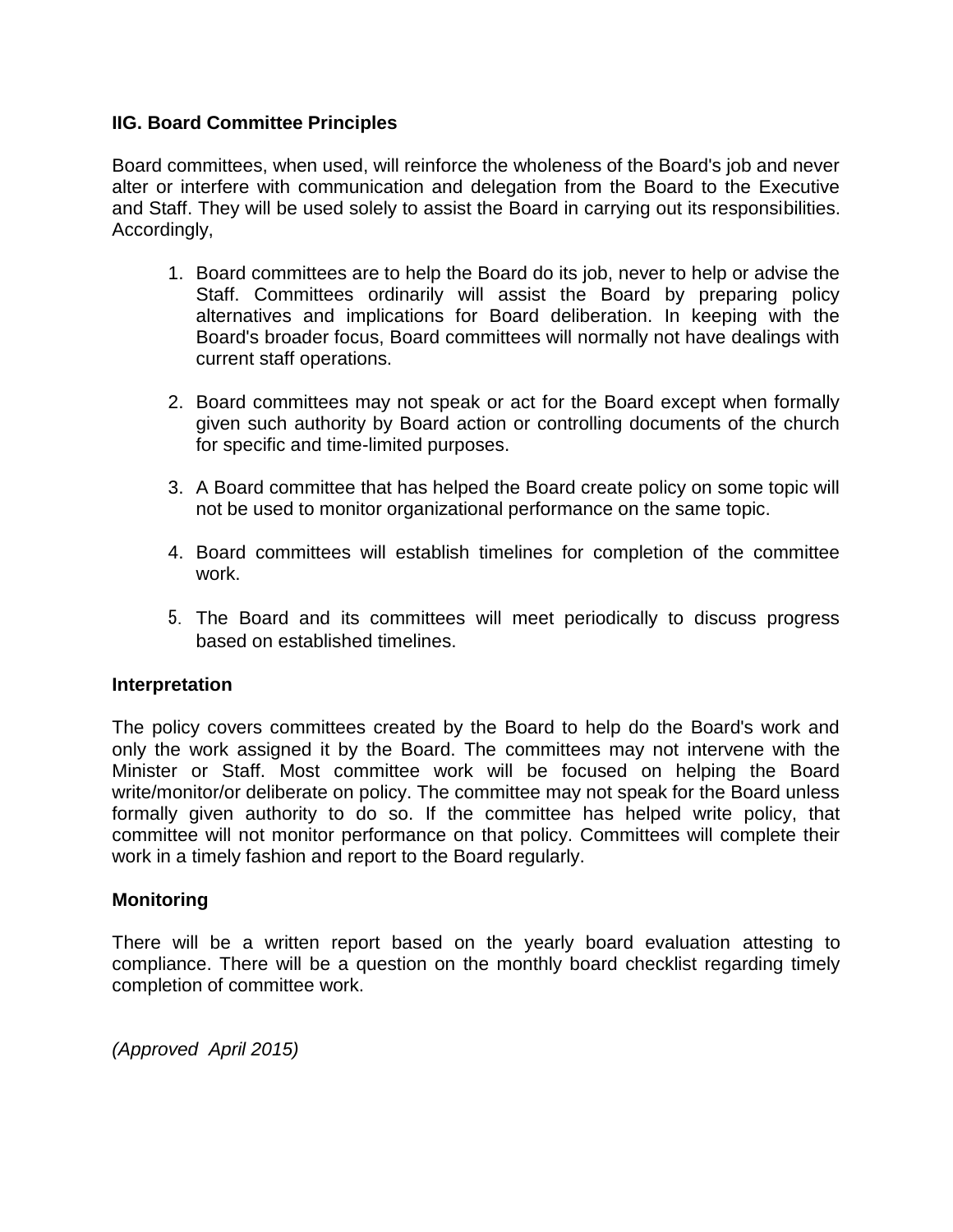**IIG. Board Committee Principles**

Board committees, when used, will reinforce the wholeness of the Board's job and never alter or interfere with communication and delegation from the Board to the Executive and Staff. They will be used solely to assist the Board in carrying out its responsibilities. Accordingly,

1. Board committees are to help the Board do its job, never to help or advise the Staff. Committees ordinarily will assist the Board by preparing policy alternatives and implications for Board deliberation. In keeping with the Board's broader focus, Board committees will normally not have dealings with current staff operations.

2. Board committees may not speak or act for the Board except when formally given such authority by Board action or controlling documents of the church for specific and time-limited purposes.

3. A Board committee that has helped the Board create policy on some topic will not be used to monitor organizational performance on the same topic.

4. Board committees will establish timelines for completion of the committee work.

5. The Board and its committees will meet periodically to discuss progress based on established timelines.

**Interpretation**

The policy covers committees created by the Board to help do the Board's work and only the work assigned it by the Board. The committees may not intervene with the Minister or Staff. Most committee work will be focused on helping the Board write/monitor/or deliberate on policy. The committee may not speak for the Board unless formally given authority to do so. If the committee has helped write policy, that committee will not monitor performance on that policy. Committees will complete their work in a timely fashion and report to the Board regularly.

**Monitoring**

There will be a written report based on the yearly board evaluation attesting to compliance. There will be a question on the monthly board checklist regarding timely completion of committee work.

*(Approved April 2015)*